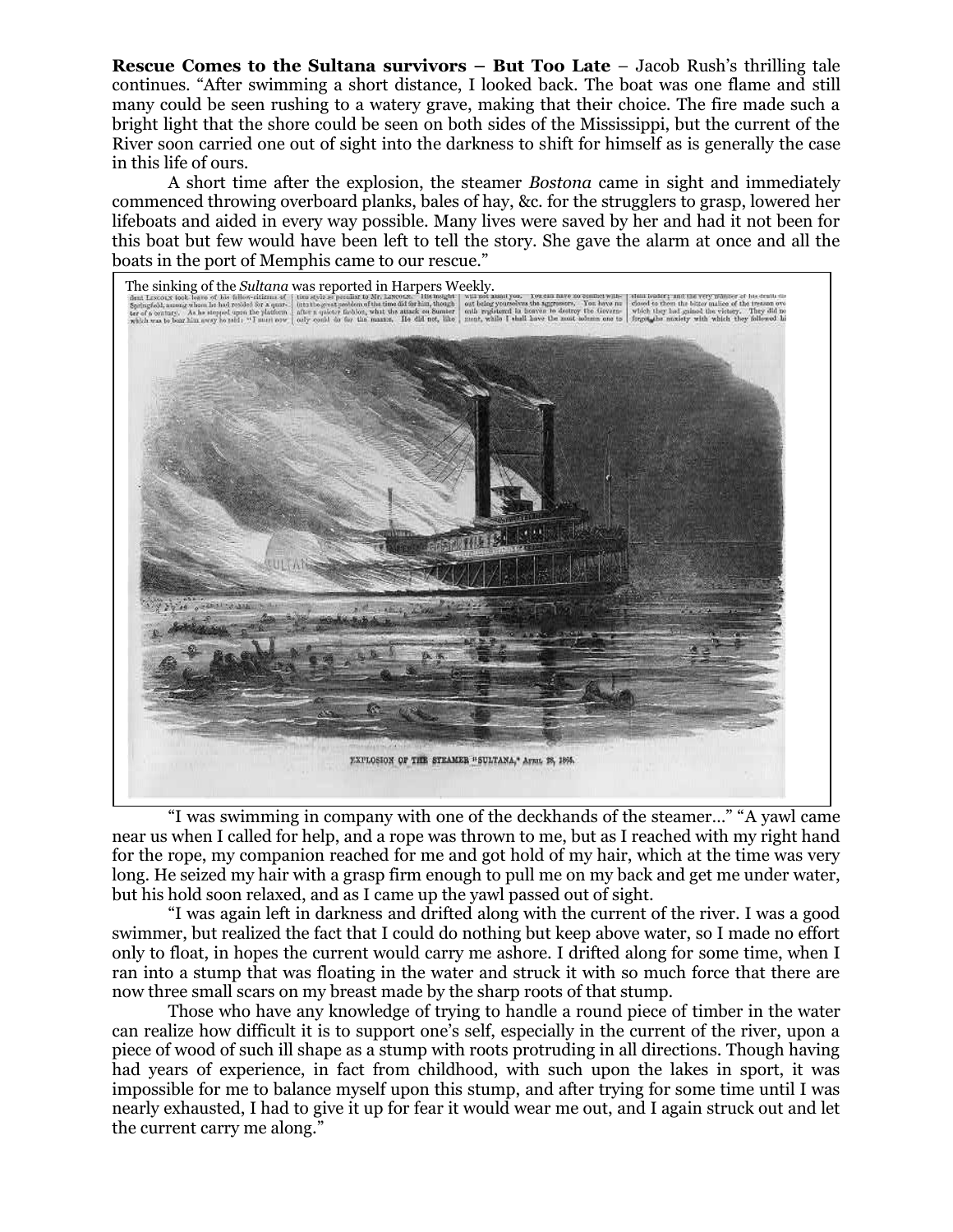**Rescue Comes to the Sultana survivors – But Too Late** – Jacob Rush's thrilling tale continues. "After swimming a short distance, I looked back. The boat was one flame and still many could be seen rushing to a watery grave, making that their choice. The fire made such a bright light that the shore could be seen on both sides of the Mississippi, but the current of the River soon carried one out of sight into the darkness to shift for himself as is generally the case in this life of ours.

A short time after the explosion, the steamer *Bostona* came in sight and immediately commenced throwing overboard planks, bales of hay, &c. for the strugglers to grasp, lowered her lifeboats and aided in every way possible. Many lives were saved by her and had it not been for this boat but few would have been left to tell the story. She gave the alarm at once and all the boats in the port of Memphis came to our rescue."

The sinking of the *Sultana* was reported in Harpers Weekly.

EXPLOSION OF THE STEAMER "SULTANA," APRIL 28, 1865.

"I was swimming in company with one of the deckhands of the steamer…" "A yawl came near us when I called for help, and a rope was thrown to me, but as I reached with my right hand for the rope, my companion reached for me and got hold of my hair, which at the time was very long. He seized my hair with a grasp firm enough to pull me on my back and get me under water, but his hold soon relaxed, and as I came up the yawl passed out of sight.

"I was again left in darkness and drifted along with the current of the river. I was a good swimmer, but realized the fact that I could do nothing but keep above water, so I made no effort only to float, in hopes the current would carry me ashore. I drifted along for some time, when I ran into a stump that was floating in the water and struck it with so much force that there are now three small scars on my breast made by the sharp roots of that stump.

Those who have any knowledge of trying to handle a round piece of timber in the water can realize how difficult it is to support one's self, especially in the current of the river, upon a piece of wood of such ill shape as a stump with roots protruding in all directions. Though having had years of experience, in fact from childhood, with such upon the lakes in sport, it was impossible for me to balance myself upon this stump, and after trying for some time until I was nearly exhausted, I had to give it up for fear it would wear me out, and I again struck out and let the current carry me along."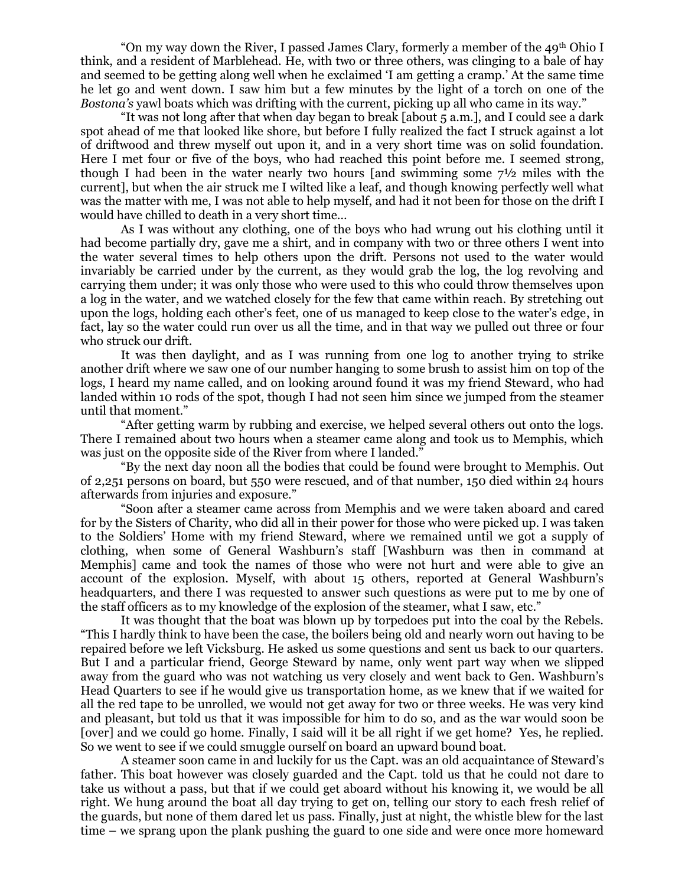"On my way down the River, I passed James Clary, formerly a member of the 49th Ohio I think, and a resident of Marblehead. He, with two or three others, was clinging to a bale of hay and seemed to be getting along well when he exclaimed 'I am getting a cramp.' At the same time he let go and went down. I saw him but a few minutes by the light of a torch on one of the *Bostona's* yawl boats which was drifting with the current, picking up all who came in its way."

"It was not long after that when day began to break [about 5 a.m.], and I could see a dark spot ahead of me that looked like shore, but before I fully realized the fact I struck against a lot of driftwood and threw myself out upon it, and in a very short time was on solid foundation. Here I met four or five of the boys, who had reached this point before me. I seemed strong, though I had been in the water nearly two hours [and swimming some 7½ miles with the current], but when the air struck me I wilted like a leaf, and though knowing perfectly well what was the matter with me, I was not able to help myself, and had it not been for those on the drift I would have chilled to death in a very short time…

As I was without any clothing, one of the boys who had wrung out his clothing until it had become partially dry, gave me a shirt, and in company with two or three others I went into the water several times to help others upon the drift. Persons not used to the water would invariably be carried under by the current, as they would grab the log, the log revolving and carrying them under; it was only those who were used to this who could throw themselves upon a log in the water, and we watched closely for the few that came within reach. By stretching out upon the logs, holding each other's feet, one of us managed to keep close to the water's edge, in fact, lay so the water could run over us all the time, and in that way we pulled out three or four who struck our drift.

It was then daylight, and as I was running from one log to another trying to strike another drift where we saw one of our number hanging to some brush to assist him on top of the logs, I heard my name called, and on looking around found it was my friend Steward, who had landed within 10 rods of the spot, though I had not seen him since we jumped from the steamer until that moment."

"After getting warm by rubbing and exercise, we helped several others out onto the logs. There I remained about two hours when a steamer came along and took us to Memphis, which was just on the opposite side of the River from where I landed."

"By the next day noon all the bodies that could be found were brought to Memphis. Out of 2,251 persons on board, but 550 were rescued, and of that number, 150 died within 24 hours afterwards from injuries and exposure."

"Soon after a steamer came across from Memphis and we were taken aboard and cared for by the Sisters of Charity, who did all in their power for those who were picked up. I was taken to the Soldiers' Home with my friend Steward, where we remained until we got a supply of clothing, when some of General Washburn's staff [Washburn was then in command at Memphis] came and took the names of those who were not hurt and were able to give an account of the explosion. Myself, with about 15 others, reported at General Washburn's headquarters, and there I was requested to answer such questions as were put to me by one of the staff officers as to my knowledge of the explosion of the steamer, what I saw, etc."

It was thought that the boat was blown up by torpedoes put into the coal by the Rebels. "This I hardly think to have been the case, the boilers being old and nearly worn out having to be repaired before we left Vicksburg. He asked us some questions and sent us back to our quarters. But I and a particular friend, George Steward by name, only went part way when we slipped away from the guard who was not watching us very closely and went back to Gen. Washburn's Head Quarters to see if he would give us transportation home, as we knew that if we waited for all the red tape to be unrolled, we would not get away for two or three weeks. He was very kind and pleasant, but told us that it was impossible for him to do so, and as the war would soon be [over] and we could go home. Finally, I said will it be all right if we get home? Yes, he replied. So we went to see if we could smuggle ourself on board an upward bound boat.

A steamer soon came in and luckily for us the Capt. was an old acquaintance of Steward's father. This boat however was closely guarded and the Capt. told us that he could not dare to take us without a pass, but that if we could get aboard without his knowing it, we would be all right. We hung around the boat all day trying to get on, telling our story to each fresh relief of the guards, but none of them dared let us pass. Finally, just at night, the whistle blew for the last time – we sprang upon the plank pushing the guard to one side and were once more homeward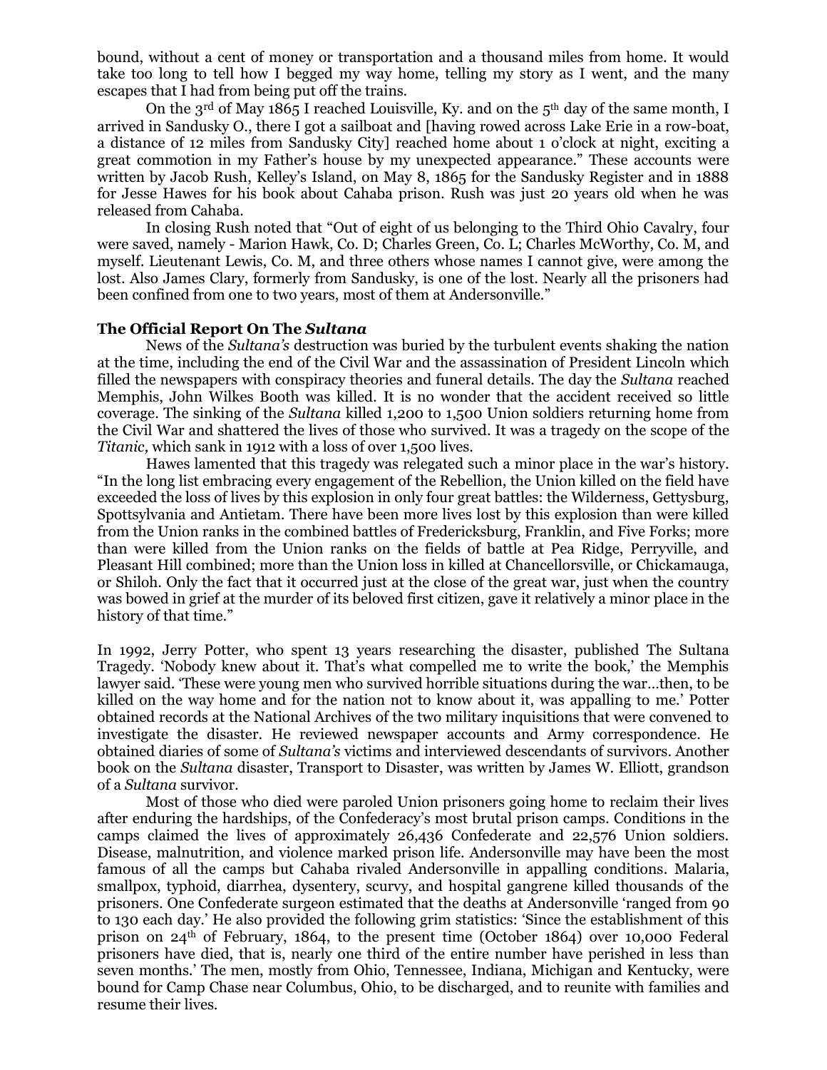bound, without a cent of money or transportation and a thousand miles from home. It would take too long to tell how I begged my way home, telling my story as I went, and the many escapes that I had from being put off the trains.

On the 3rd of May 1865 I reached Louisville, Ky. and on the 5th day of the same month, I arrived in Sandusky O., there I got a sailboat and [having rowed across Lake Erie in a row-boat, a distance of 12 miles from Sandusky City] reached home about 1 o'clock at night, exciting a great commotion in my Father's house by my unexpected appearance." These accounts were written by Jacob Rush, Kelley's Island, on May 8, 1865 for the Sandusky Register and in 1888 for Jesse Hawes for his book about Cahaba prison. Rush was just 20 years old when he was released from Cahaba.

In closing Rush noted that "Out of eight of us belonging to the Third Ohio Cavalry, four were saved, namely - Marion Hawk, Co. D; Charles Green, Co. L; Charles McWorthy, Co. M, and myself. Lieutenant Lewis, Co. M, and three others whose names I cannot give, were among the lost. Also James Clary, formerly from Sandusky, is one of the lost. Nearly all the prisoners had been confined from one to two years, most of them at Andersonville."

**The Official Report On The *Sultana***

News of the *Sultana's* destruction was buried by the turbulent events shaking the nation at the time, including the end of the Civil War and the assassination of President Lincoln which filled the newspapers with conspiracy theories and funeral details. The day the *Sultana* reached Memphis, John Wilkes Booth was killed. It is no wonder that the accident received so little coverage. The sinking of the *Sultana* killed 1,200 to 1,500 Union soldiers returning home from the Civil War and shattered the lives of those who survived. It was a tragedy on the scope of the *Titanic,* which sank in 1912 with a loss of over 1,500 lives.

Hawes lamented that this tragedy was relegated such a minor place in the war's history. "In the long list embracing every engagement of the Rebellion, the Union killed on the field have exceeded the loss of lives by this explosion in only four great battles: the Wilderness, Gettysburg, Spottsylvania and Antietam. There have been more lives lost by this explosion than were killed from the Union ranks in the combined battles of Fredericksburg, Franklin, and Five Forks; more than were killed from the Union ranks on the fields of battle at Pea Ridge, Perryville, and Pleasant Hill combined; more than the Union loss in killed at Chancellorsville, or Chickamauga, or Shiloh. Only the fact that it occurred just at the close of the great war, just when the country was bowed in grief at the murder of its beloved first citizen, gave it relatively a minor place in the history of that time."

In 1992, Jerry Potter, who spent 13 years researching the disaster, published The Sultana Tragedy. 'Nobody knew about it. That's what compelled me to write the book,' the Memphis lawyer said. 'These were young men who survived horrible situations during the war…then, to be killed on the way home and for the nation not to know about it, was appalling to me.' Potter obtained records at the National Archives of the two military inquisitions that were convened to investigate the disaster. He reviewed newspaper accounts and Army correspondence. He obtained diaries of some of *Sultana's* victims and interviewed descendants of survivors. Another book on the *Sultana* disaster, Transport to Disaster, was written by James W. Elliott, grandson of a *Sultana* survivor.

Most of those who died were paroled Union prisoners going home to reclaim their lives after enduring the hardships, of the Confederacy's most brutal prison camps. Conditions in the camps claimed the lives of approximately 26,436 Confederate and 22,576 Union soldiers. Disease, malnutrition, and violence marked prison life. Andersonville may have been the most famous of all the camps but Cahaba rivaled Andersonville in appalling conditions. Malaria, smallpox, typhoid, diarrhea, dysentery, scurvy, and hospital gangrene killed thousands of the prisoners. One Confederate surgeon estimated that the deaths at Andersonville 'ranged from 90 to 130 each day.' He also provided the following grim statistics: 'Since the establishment of this prison on 24th of February, 1864, to the present time (October 1864) over 10,000 Federal prisoners have died, that is, nearly one third of the entire number have perished in less than seven months.' The men, mostly from Ohio, Tennessee, Indiana, Michigan and Kentucky, were bound for Camp Chase near Columbus, Ohio, to be discharged, and to reunite with families and resume their lives.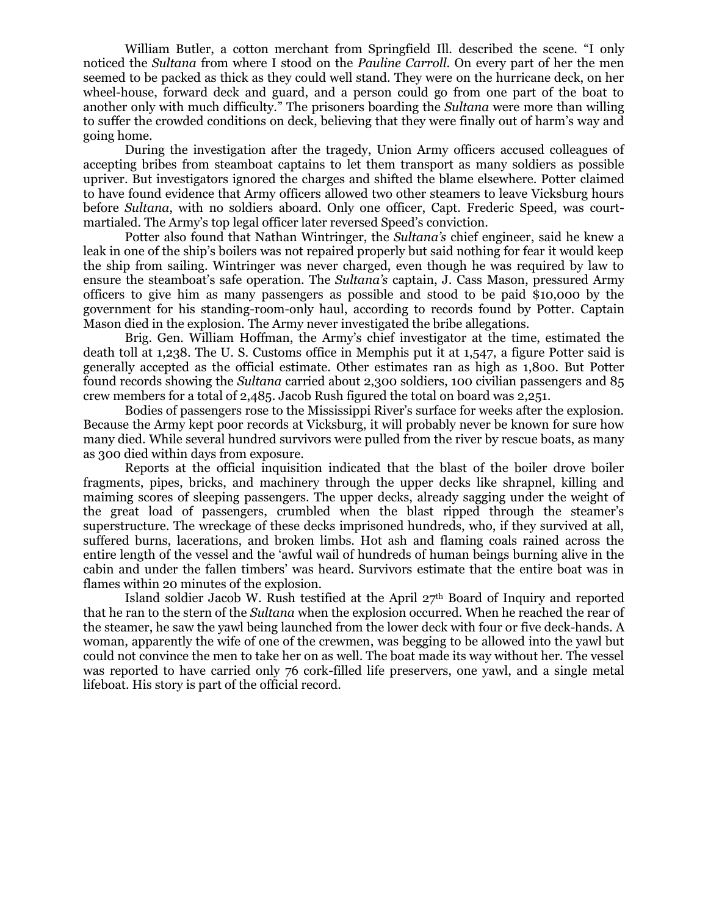William Butler, a cotton merchant from Springfield Ill. described the scene. "I only noticed the *Sultana* from where I stood on the *Pauline Carroll*. On every part of her the men seemed to be packed as thick as they could well stand. They were on the hurricane deck, on her wheel-house, forward deck and guard, and a person could go from one part of the boat to another only with much difficulty." The prisoners boarding the *Sultana* were more than willing to suffer the crowded conditions on deck, believing that they were finally out of harm's way and going home.

During the investigation after the tragedy, Union Army officers accused colleagues of accepting bribes from steamboat captains to let them transport as many soldiers as possible upriver. But investigators ignored the charges and shifted the blame elsewhere. Potter claimed to have found evidence that Army officers allowed two other steamers to leave Vicksburg hours before *Sultana*, with no soldiers aboard. Only one officer, Capt. Frederic Speed, was court-martialed. The Army's top legal officer later reversed Speed's conviction.

Potter also found that Nathan Wintringer, the *Sultana's* chief engineer, said he knew a leak in one of the ship's boilers was not repaired properly but said nothing for fear it would keep the ship from sailing. Wintringer was never charged, even though he was required by law to ensure the steamboat's safe operation. The *Sultana's* captain, J. Cass Mason, pressured Army officers to give him as many passengers as possible and stood to be paid $10,000 by the government for his standing-room-only haul, according to records found by Potter. Captain Mason died in the explosion. The Army never investigated the bribe allegations.

Brig. Gen. William Hoffman, the Army's chief investigator at the time, estimated the death toll at 1,238. The U. S. Customs office in Memphis put it at 1,547, a figure Potter said is generally accepted as the official estimate. Other estimates ran as high as 1,800. But Potter found records showing the *Sultana* carried about 2,300 soldiers, 100 civilian passengers and 85 crew members for a total of 2,485. Jacob Rush figured the total on board was 2,251.

Bodies of passengers rose to the Mississippi River's surface for weeks after the explosion. Because the Army kept poor records at Vicksburg, it will probably never be known for sure how many died. While several hundred survivors were pulled from the river by rescue boats, as many as 300 died within days from exposure.

Reports at the official inquisition indicated that the blast of the boiler drove boiler fragments, pipes, bricks, and machinery through the upper decks like shrapnel, killing and maiming scores of sleeping passengers. The upper decks, already sagging under the weight of the great load of passengers, crumbled when the blast ripped through the steamer's superstructure. The wreckage of these decks imprisoned hundreds, who, if they survived at all, suffered burns, lacerations, and broken limbs. Hot ash and flaming coals rained across the entire length of the vessel and the 'awful wail of hundreds of human beings burning alive in the cabin and under the fallen timbers' was heard. Survivors estimate that the entire boat was in flames within 20 minutes of the explosion.

Island soldier Jacob W. Rush testified at the April 27th Board of Inquiry and reported that he ran to the stern of the *Sultana* when the explosion occurred. When he reached the rear of the steamer, he saw the yawl being launched from the lower deck with four or five deck-hands. A woman, apparently the wife of one of the crewmen, was begging to be allowed into the yawl but could not convince the men to take her on as well. The boat made its way without her. The vessel was reported to have carried only 76 cork-filled life preservers, one yawl, and a single metal lifeboat. His story is part of the official record.